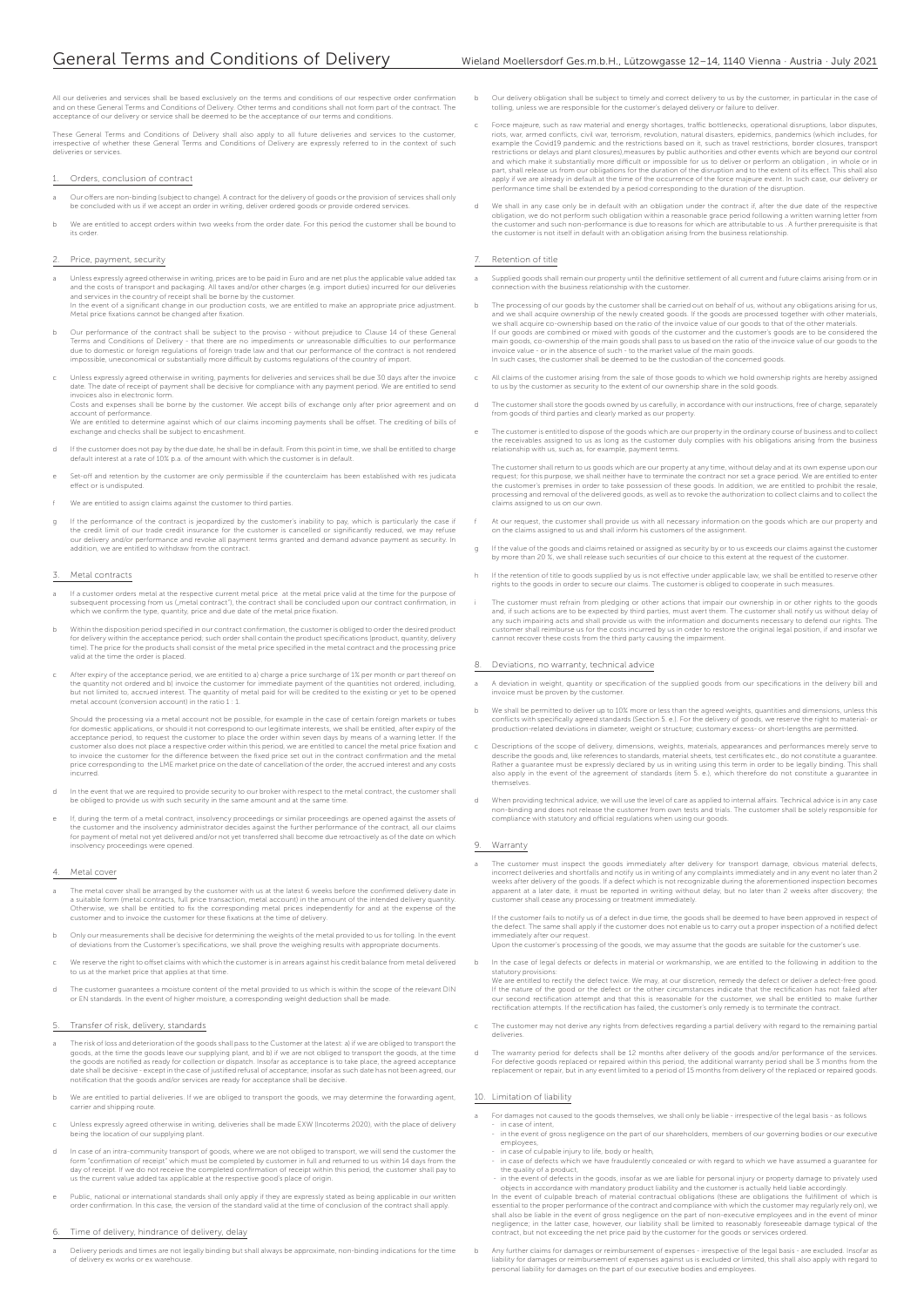# General Terms and Conditions of Delivery

Wieland Moellersdorf Ges.m.b.H., Lützowgasse 12–14, 1140 Vienna · Austria · July 2021

All our deliveries and services shall be based exclusively on the terms and conditions of our respective order confirmation and on these General Terms and Conditions of Delivery. Other terms and conditions shall not form part of the contract. The acceptance of our delivery or service shall be deemed to be the acceptance of our terms and conditions.

These General Terms and Conditions of Delivery shall also apply to all future deliveries and services to the customer, irrespective of whether these General Terms and Conditions of Delivery are expressly referred to in the context of such deliveries or services.

## 1. Orders, conclusion of contract

a Our offers are non-binding (subject to change). A contract for the delivery of goods or the provision of services shall only be concluded with us if we accept an order in writing, deliver ordered goods or provide ordered services.

b We are entitled to accept orders within two weeks from the order date. For this period the customer shall be bound to its order.

## 2. Price, payment, security

a Unless expressly agreed otherwise in writing, prices are to be paid in Euro and are net plus the applicable value added tax and the costs of transport and packaging. All taxes and/or other charges (e.g. import duties) incurred for our deliveries and services in the country of receipt shall be borne by the customer.
In the event of a significant change in our production costs, we are entitled to make an appropriate price adjustment. Metal price fixations cannot be changed after fixation.

b Our performance of the contract shall be subject to the proviso - without prejudice to Clause 14 of these General Terms and Conditions of Delivery - that there are no impediments or unreasonable difficulties to our performance due to domestic or foreign regulations of foreign trade law and that our performance of the contract is not rendered impossible, uneconomical or substantially more difficult by customs regulations of the country of import.

c Unless expressly agreed otherwise in writing, payments for deliveries and services shall be due 30 days after the invoice date. The date of receipt of payment shall be decisive for compliance with any payment period. We are entitled to send invoices also in electronic form.
Costs and expenses shall be borne by the customer. We accept bills of exchange only after prior agreement and on account of performance.
We are entitled to determine against which of our claims incoming payments shall be offset. The crediting of bills of exchange and checks shall be subject to encashment.

d If the customer does not pay by the due date, he shall be in default. From this point in time, we shall be entitled to charge default interest at a rate of 10% p.a. of the amount with which the customer is in default.

e Set-off and retention by the customer are only permissible if the counterclaim has been established with res judicata effect or is undisputed.

f We are entitled to assign claims against the customer to third parties.

g If the performance of the contract is jeopardized by the customer's inability to pay, which is particularly the case if the credit limit of our trade credit insurance for the customer is cancelled or significantly reduced, we may refuse our delivery and/or performance and revoke all payment terms granted and demand advance payment as security. In addition, we are entitled to withdraw from the contract.

## 3. Metal contracts

a If a customer orders metal at the respective current metal price at the metal price valid at the time for the purpose of subsequent processing from us („metal contract"), the contract shall be concluded upon our contract confirmation, in which we confirm the type, quantity, price and due date of the metal price fixation.

b Within the disposition period specified in our contract confirmation, the customer is obliged to order the desired product for delivery within the acceptance period; such order shall contain the product specifications (product, quantity, delivery time). The price for the products shall consist of the metal price specified in the metal contract and the processing price valid at the time the order is placed.

c After expiry of the acceptance period, we are entitled to a) charge a price surcharge of 1% per month or part thereof on the quantity not ordered and b) invoice the customer for immediate payment of the quantities not ordered, including, but not limited to, accrued interest. The quantity of metal paid for will be credited to the existing or yet to be opened metal account (conversion account) in the ratio 1 : 1.

Should the processing via a metal account not be possible, for example in the case of certain foreign markets or tubes for domestic applications, or should it not correspond to our legitimate interests, we shall be entitled, after expiry of the acceptance period, to request the customer to place the order within seven days by means of a warning letter. If the customer also does not place a respective order within this period, we are entitled to cancel the metal price fixation and to invoice the customer for the difference between the fixed price set out in the contract confirmation and the metal price corresponding to the LME market price on the date of cancellation of the order, the accrued interest and any costs incurred.

d In the event that we are required to provide security to our broker with respect to the metal contract, the customer shall be obliged to provide us with such security in the same amount and at the same time.

e If, during the term of a metal contract, insolvency proceedings or similar proceedings are opened against the assets of the customer and the insolvency administrator decides against the further performance of the contract, all our claims for payment of metal not yet delivered and/or not yet transferred shall become due retroactively as of the date on which insolvency proceedings were opened.

## 4. Metal cover

a The metal cover shall be arranged by the customer with us at the latest 6 weeks before the confirmed delivery date in a suitable form (metal contracts, full price transaction, metal account) in the amount of the intended delivery quantity. Otherwise, we shall be entitled to fix the corresponding metal prices independently for and at the expense of the customer and to invoice the customer for these fixations at the time of delivery.

b Only our measurements shall be decisive for determining the weights of the metal provided to us for tolling. In the event of deviations from the Customer's specifications, we shall prove the weighing results with appropriate documents.

c We reserve the right to offset claims with which the customer is in arrears against his credit balance from metal delivered to us at the market price that applies at that time.

d The customer guarantees a moisture content of the metal provided to us which is within the scope of the relevant DIN or EN standards. In the event of higher moisture, a corresponding weight deduction shall be made.

## 5. Transfer of risk, delivery, standards

a The risk of loss and deterioration of the goods shall pass to the Customer at the latest: a) if we are obliged to transport the goods, at the time the goods leave our supplying plant, and b) if we are not obliged to transport the goods, at the time the goods are notified as ready for collection or dispatch. Insofar as acceptance is to take place, the agreed acceptance date shall be decisive - except in the case of justified refusal of acceptance; insofar as such date has not been agreed, our notification that the goods and/or services are ready for acceptance shall be decisive.

b We are entitled to partial deliveries. If we are obliged to transport the goods, we may determine the forwarding agent, carrier and shipping route.

c Unless expressly agreed otherwise in writing, deliveries shall be made EXW (Incoterms 2020), with the place of delivery being the location of our supplying plant.

d In case of an intra-community transport of goods, where we are not obliged to transport, we will send the customer the form "confirmation of receipt" which must be completed by customer in full and returned to us within 14 days from the day of receipt. If we do not receive the completed confirmation of receipt within this period, the customer shall pay to us the current value added tax applicable at the respective good's place of origin.

e Public, national or international standards shall only apply if they are expressly stated as being applicable in our written order confirmation. In this case, the version of the standard valid at the time of conclusion of the contract shall apply.

## 6. Time of delivery, hindrance of delivery, delay

a Delivery periods and times are not legally binding but shall always be approximate, non-binding indications for the time of delivery ex works or ex warehouse.

b Our delivery obligation shall be subject to timely and correct delivery to us by the customer, in particular in the case of tolling, unless we are responsible for the customer's delayed delivery or failure to deliver.

c Force majeure, such as raw material and energy shortages, traffic bottlenecks, operational disruptions, labor disputes, riots, war, armed conflicts, civil war, terrorism, revolution, natural disasters, epidemics, pandemics (which includes, for example the Covid19 pandemic and the restrictions based on it, such as travel restrictions, border closures, transport restrictions or delays and plant closures),measures by public authorities and other events which are beyond our control and which make it substantially more difficult or impossible for us to deliver or perform an obligation , in whole or in part, shall release us from our obligations for the duration of the disruption and to the extent of its effect. This shall also apply if we are already in default at the time of the occurrence of the force majeure event. In such case, our delivery or performance time shall be extended by a period corresponding to the duration of the disruption.

d We shall in any case only be in default with an obligation under the contract if, after the due date of the respective obligation, we do not perform such obligation within a reasonable grace period following a written warning letter from the customer and such non-performance is due to reasons for which are attributable to us . A further prerequisite is that the customer is not itself in default with an obligation arising from the business relationship.

## 7. Retention of title

a Supplied goods shall remain our property until the definitive settlement of all current and future claims arising from or in connection with the business relationship with the customer.

b The processing of our goods by the customer shall be carried out on behalf of us, without any obligations arising for us, and we shall acquire ownership of the newly created goods. If the goods are processed together with other materials, we shall acquire co-ownership based on the ratio of the invoice value of our goods to that of the other materials.
If our goods are combined or mixed with goods of the customer and the customer's goods are to be considered the main goods, co-ownership of the main goods shall pass to us based on the ratio of the invoice value of our goods to the invoice value - or in the absence of such - to the market value of the main goods.
In such cases, the customer shall be deemed to be the custodian of the concerned goods.

c All claims of the customer arising from the sale of those goods to which we hold ownership rights are hereby assigned to us by the customer as security to the extent of our ownership share in the sold goods.

d The customer shall store the goods owned by us carefully, in accordance with our instructions, free of charge, separately from goods of third parties and clearly marked as our property.

e The customer is entitled to dispose of the goods which are our property in the ordinary course of business and to collect the receivables assigned to us as long as the customer duly complies with his obligations arising from the business relationship with us, such as, for example, payment terms.

The customer shall return to us goods which are our property at any time, without delay and at its own expense upon our request; for this purpose, we shall neither have to terminate the contract nor set a grace period. We are entitled to enter the customer's premises in order to take possession of these goods. In addition, we are entitled to prohibit the resale, processing and removal of the delivered goods, as well as to revoke the authorization to collect claims and to collect the claims assigned to us on our own.

f At our request, the customer shall provide us with all necessary information on the goods which are our property and on the claims assigned to us and shall inform his customers of the assignment.

g If the value of the goods and claims retained or assigned as security by or to us exceeds our claims against the customer by more than 20 %, we shall release such securities of our choice to this extent at the request of the customer.

h If the retention of title to goods supplied by us is not effective under applicable law, we shall be entitled to reserve other rights to the goods in order to secure our claims. The customer is obliged to cooperate in such measures.

i The customer must refrain from pledging or other actions that impair our ownership in or other rights to the goods and, if such actions are to be expected by third parties, must avert them. The customer shall notify us without delay of any such impairing acts and shall provide us with the information and documents necessary to defend our rights. The customer shall reimburse us for the costs incurred by us in order to restore the original legal position, if and insofar we cannot recover these costs from the third party causing the impairment.

## 8. Deviations, no warranty, technical advice

a A deviation in weight, quantity or specification of the supplied goods from our specifications in the delivery bill and invoice must be proven by the customer.

b We shall be permitted to deliver up to 10% more or less than the agreed weights, quantities and dimensions, unless this conflicts with specifically agreed standards (Section 5. e.). For the delivery of goods, we reserve the right to material- or production-related deviations in diameter, weight or structure; customary excess- or short-lengths are permitted.

c Descriptions of the scope of delivery, dimensions, weights, materials, appearances and performances merely serve to describe the goods and, like references to standards, material sheets, test certificates etc., do not constitute a guarantee. Rather a guarantee must be expressly declared by us in writing using this term in order to be legally binding. This shall also apply in the event of the agreement of standards (item 5. e.), which therefore do not constitute a guarantee in themselves.

d When providing technical advice, we will use the level of care as applied to internal affairs. Technical advice is in any case non-binding and does not release the customer from own tests and trials. The customer shall be solely responsible for compliance with statutory and official regulations when using our goods.

## 9. Warranty

a The customer must inspect the goods immediately after delivery for transport damage, obvious material defects, incorrect deliveries and shortfalls and notify us in writing of any complaints immediately and in any event no later than 2 weeks after delivery of the goods. If a defect which is not recognizable during the aforementioned inspection becomes apparent at a later date, it must be reported in writing without delay, but no later than 2 weeks after discovery; the customer shall cease any processing or treatment immediately.

If the customer fails to notify us of a defect in due time, the goods shall be deemed to have been approved in respect of the defect. The same shall apply if the customer does not enable us to carry out a proper inspection of a notified defect immediately after our request.
Upon the customer's processing of the goods, we may assume that the goods are suitable for the customer's use.

b In the case of legal defects or defects in material or workmanship, we are entitled to the following in addition to the statutory provisions:
We are entitled to rectify the defect twice. We may, at our discretion, remedy the defect or deliver a defect-free good. If the nature of the good or the defect or the other circumstances indicate that the rectification has not failed after our second rectification attempt and that this is reasonable for the customer, we shall be entitled to make further rectification attempts. If the rectification has failed, the customer's only remedy is to terminate the contract.

c The customer may not derive any rights from defectives regarding a partial delivery with regard to the remaining partial deliveries.

d The warranty period for defects shall be 12 months after delivery of the goods and/or performance of the services. For defective goods replaced or repaired within this period, the additional warranty period shall be 3 months from the replacement or repair, but in any event limited to a period of 15 months from delivery of the replaced or repaired goods.

## 10. Limitation of liability

a For damages not caused to the goods themselves, we shall only be liable - irrespective of the legal basis - as follows:
- in case of intent,
- in the event of gross negligence on the part of our shareholders, members of our governing bodies or our executive employees,
- in case of culpable injury to life, body or health,
- in case of defects which we have fraudulently concealed or with regard to which we have assumed a guarantee for the quality of a product,
- in the event of defects in the goods, insofar as we are liable for personal injury or property damage to privately used objects in accordance with mandatory product liability and the customer is actually held liable accordingly.

In the event of culpable breach of material contractual obligations (these are obligations the fulfillment of which is essential to the proper performance of the contract and compliance with which the customer may regularly rely on), we shall also be liable in the event of gross negligence on the part of non-executive employees and in the event of minor negligence; in the latter case, however, our liability shall be limited to reasonably foreseeable damage typical of the contract, but not exceeding the net price paid by the customer for the goods or services ordered.

b Any further claims for damages or reimbursement of expenses - irrespective of the legal basis - are excluded. Insofar as liability for damages or reimbursement of expenses against us is excluded or limited, this shall also apply with regard to personal liability for damages on the part of our executive bodies and employees.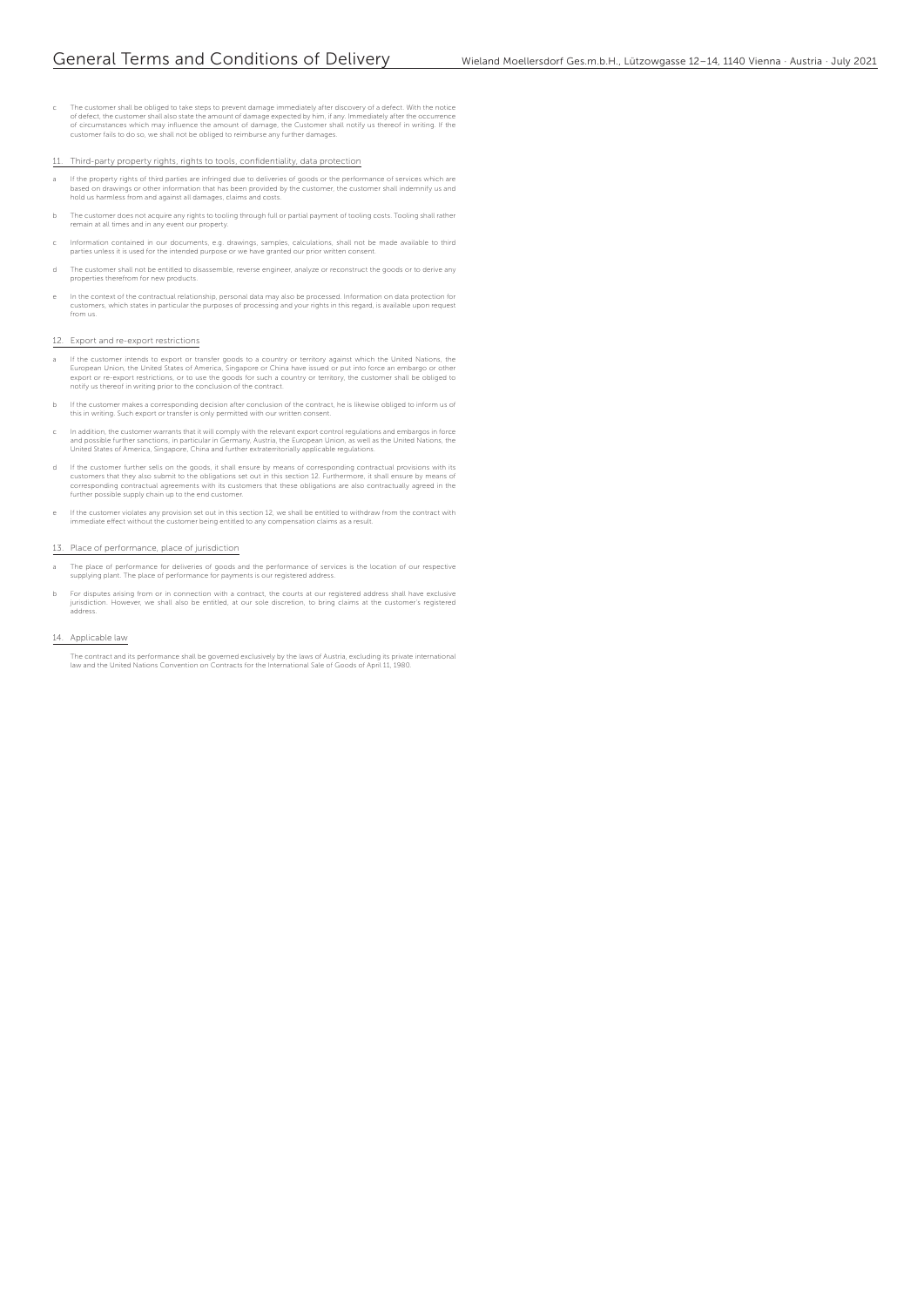c The customer shall be obliged to take steps to prevent damage immediately after discovery of a defect. With the notice of defect, the customer shall also state the amount of damage expected by him, if any. Immediately after the occurrence of circumstances which may influence the amount of damage, the Customer shall notify us thereof in writing. If the customer fails to do so, we shall not be obliged to reimburse any further damages.

## 11. Third-party property rights, rights to tools, confidentiality, data protection

a If the property rights of third parties are infringed due to deliveries of goods or the performance of services which are based on drawings or other information that has been provided by the customer, the customer shall indemnify us and hold us harmless from and against all damages, claims and costs.

b The customer does not acquire any rights to tooling through full or partial payment of tooling costs. Tooling shall rather remain at all times and in any event our property.

c Information contained in our documents, e.g. drawings, samples, calculations, shall not be made available to third parties unless it is used for the intended purpose or we have granted our prior written consent.

d The customer shall not be entitled to disassemble, reverse engineer, analyze or reconstruct the goods or to derive any properties therefrom for new products.

e In the context of the contractual relationship, personal data may also be processed. Information on data protection for customers, which states in particular the purposes of processing and your rights in this regard, is available upon request from us.

## 12. Export and re-export restrictions

a If the customer intends to export or transfer goods to a country or territory against which the United Nations, the European Union, the United States of America, Singapore or China have issued or put into force an embargo or other export or re-export restrictions, or to use the goods for such a country or territory, the customer shall be obliged to notify us thereof in writing prior to the conclusion of the contract.

b If the customer makes a corresponding decision after conclusion of the contract, he is likewise obliged to inform us of this in writing. Such export or transfer is only permitted with our written consent.

c In addition, the customer warrants that it will comply with the relevant export control regulations and embargos in force and possible further sanctions, in particular in Germany, Austria, the European Union, as well as the United Nations, the United States of America, Singapore, China and further extraterritorially applicable regulations.

d If the customer further sells on the goods, it shall ensure by means of corresponding contractual provisions with its customers that they also submit to the obligations set out in this section 12. Furthermore, it shall ensure by means of corresponding contractual agreements with its customers that these obligations are also contractually agreed in the further possible supply chain up to the end customer.

e If the customer violates any provision set out in this section 12, we shall be entitled to withdraw from the contract with immediate effect without the customer being entitled to any compensation claims as a result.

## 13. Place of performance, place of jurisdiction

a The place of performance for deliveries of goods and the performance of services is the location of our respective supplying plant. The place of performance for payments is our registered address.

b For disputes arising from or in connection with a contract, the courts at our registered address shall have exclusive jurisdiction. However, we shall also be entitled, at our sole discretion, to bring claims at the customer's registered address.

## 14. Applicable law

The contract and its performance shall be governed exclusively by the laws of Austria, excluding its private international law and the United Nations Convention on Contracts for the International Sale of Goods of April 11, 1980.